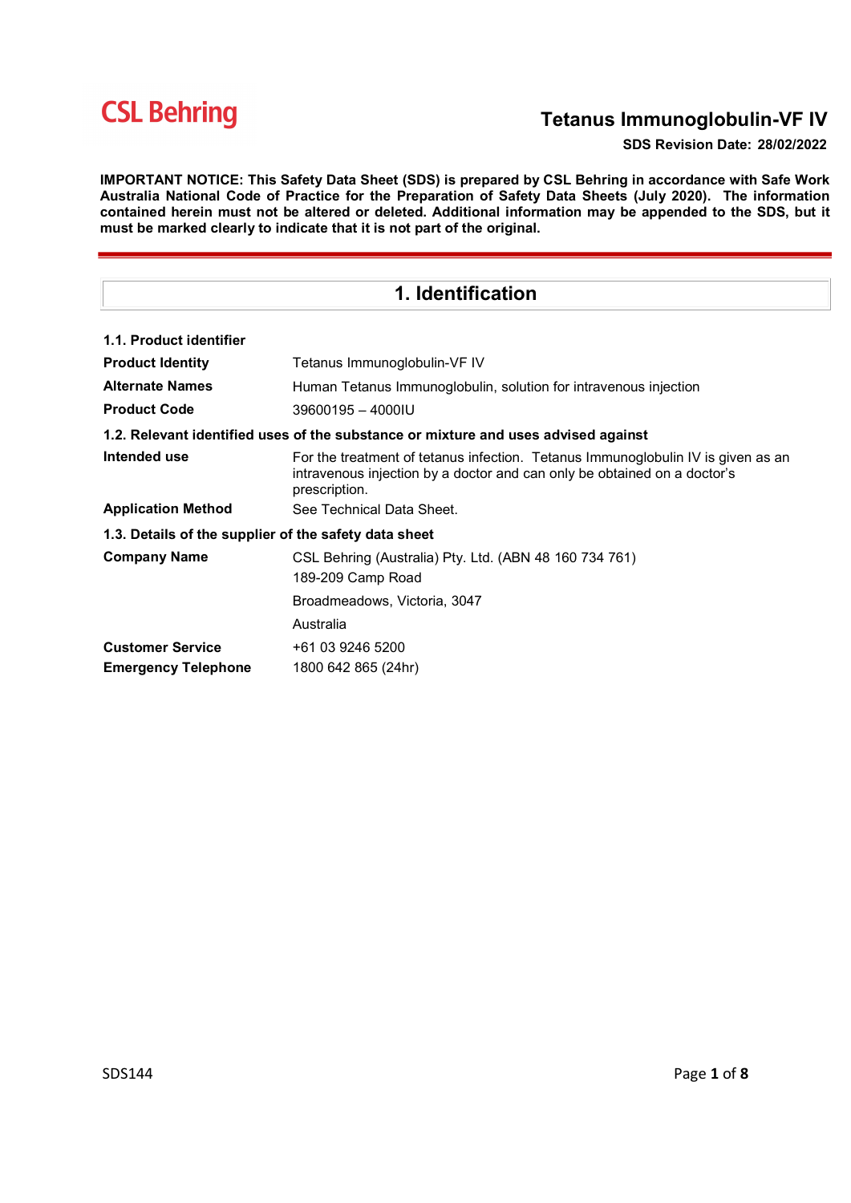CSL Behring

# Tetanus Immunoglobulin-VF IV

**SDS Revision Date: 28/02/2022**

**IMPORTANT NOTICE: This Safety Data Sheet (SDS) is prepared by CSL Behring in accordance with Safe Work Australia National Code of Practice for the Preparation of Safety Data Sheets (July 2020). The information contained herein must not be altered or deleted. Additional information may be appended to the SDS, but it must be marked clearly to indicate that it is not part of the original.**

## 1. Identification

### 1.1. Product identifier

| | |
|---|---|
| **Product Identity** | Tetanus Immunoglobulin-VF IV |
| **Alternate Names** | Human Tetanus Immunoglobulin, solution for intravenous injection |
| **Product Code** | 39600195 – 4000IU |

### 1.2. Relevant identified uses of the substance or mixture and uses advised against

| | |
|---|---|
| **Intended use** | For the treatment of tetanus infection. Tetanus Immunoglobulin IV is given as an intravenous injection by a doctor and can only be obtained on a doctor's prescription. |
| **Application Method** | See Technical Data Sheet. |

### 1.3. Details of the supplier of the safety data sheet

| | |
|---|---|
| **Company Name** | CSL Behring (Australia) Pty. Ltd. (ABN 48 160 734 761)<br>189-209 Camp Road<br>Broadmeadows, Victoria, 3047<br>Australia |
| **Customer Service** | +61 03 9246 5200 |
| **Emergency Telephone** | 1800 642 865 (24hr) |

SDS144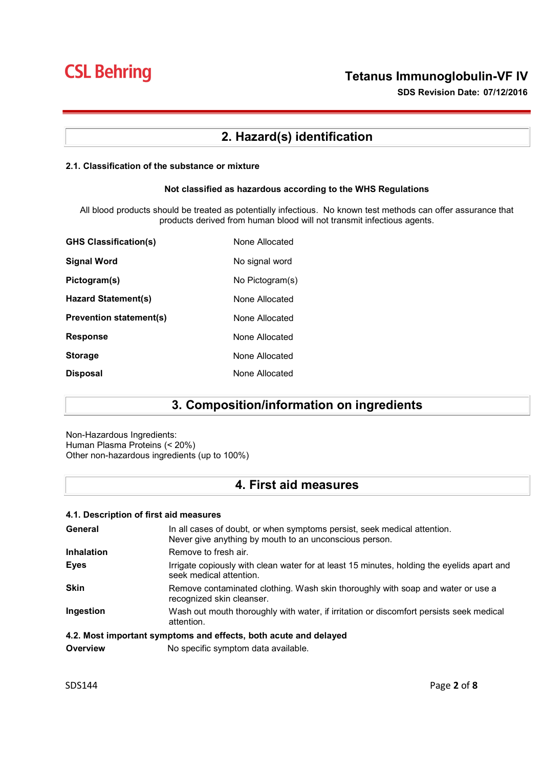## 2. Hazard(s) identification

### 2.1. Classification of the substance or mixture

**Not classified as hazardous according to the WHS Regulations**

All blood products should be treated as potentially infectious. No known test methods can offer assurance that products derived from human blood will not transmit infectious agents.

| | |
|---|---|
| **GHS Classification(s)** | None Allocated |
| **Signal Word** | No signal word |
| **Pictogram(s)** | No Pictogram(s) |
| **Hazard Statement(s)** | None Allocated |
| **Prevention statement(s)** | None Allocated |
| **Response** | None Allocated |
| **Storage** | None Allocated |
| **Disposal** | None Allocated |

## 3. Composition/information on ingredients

Non-Hazardous Ingredients:
Human Plasma Proteins (< 20%)
Other non-hazardous ingredients (up to 100%)

## 4. First aid measures

### 4.1. Description of first aid measures

| | |
|---|---|
| **General** | In all cases of doubt, or when symptoms persist, seek medical attention. Never give anything by mouth to an unconscious person. |
| **Inhalation** | Remove to fresh air. |
| **Eyes** | Irrigate copiously with clean water for at least 15 minutes, holding the eyelids apart and seek medical attention. |
| **Skin** | Remove contaminated clothing. Wash skin thoroughly with soap and water or use a recognized skin cleanser. |
| **Ingestion** | Wash out mouth thoroughly with water, if irritation or discomfort persists seek medical attention. |

### 4.2. Most important symptoms and effects, both acute and delayed

| | |
|---|---|
| **Overview** | No specific symptom data available. |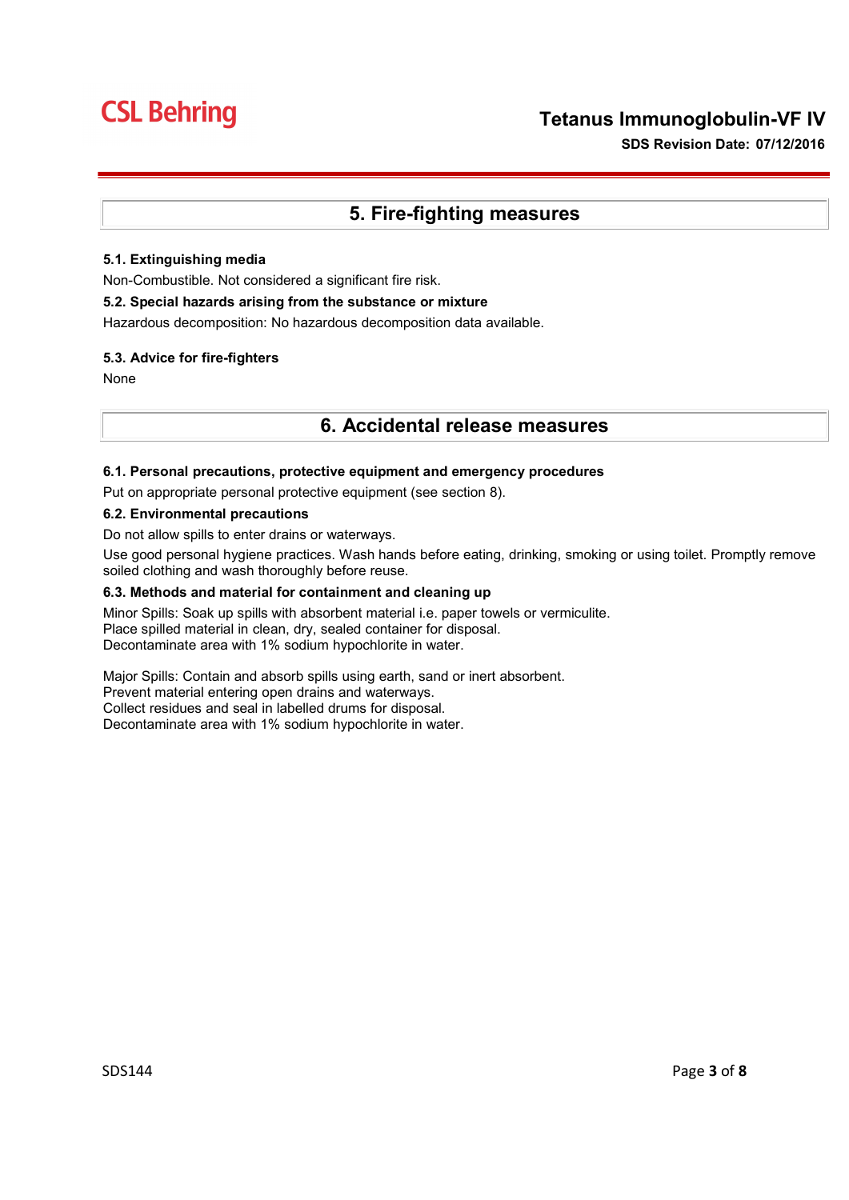## 5. Fire-fighting measures

**5.1. Extinguishing media**

Non-Combustible. Not considered a significant fire risk.

**5.2. Special hazards arising from the substance or mixture**

Hazardous decomposition: No hazardous decomposition data available.

**5.3. Advice for fire-fighters**

None

## 6. Accidental release measures

**6.1. Personal precautions, protective equipment and emergency procedures**

Put on appropriate personal protective equipment (see section 8).

**6.2. Environmental precautions**

Do not allow spills to enter drains or waterways.

Use good personal hygiene practices. Wash hands before eating, drinking, smoking or using toilet. Promptly remove soiled clothing and wash thoroughly before reuse.

**6.3. Methods and material for containment and cleaning up**

Minor Spills: Soak up spills with absorbent material i.e. paper towels or vermiculite.
Place spilled material in clean, dry, sealed container for disposal.
Decontaminate area with 1% sodium hypochlorite in water.

Major Spills: Contain and absorb spills using earth, sand or inert absorbent.
Prevent material entering open drains and waterways.
Collect residues and seal in labelled drums for disposal.
Decontaminate area with 1% sodium hypochlorite in water.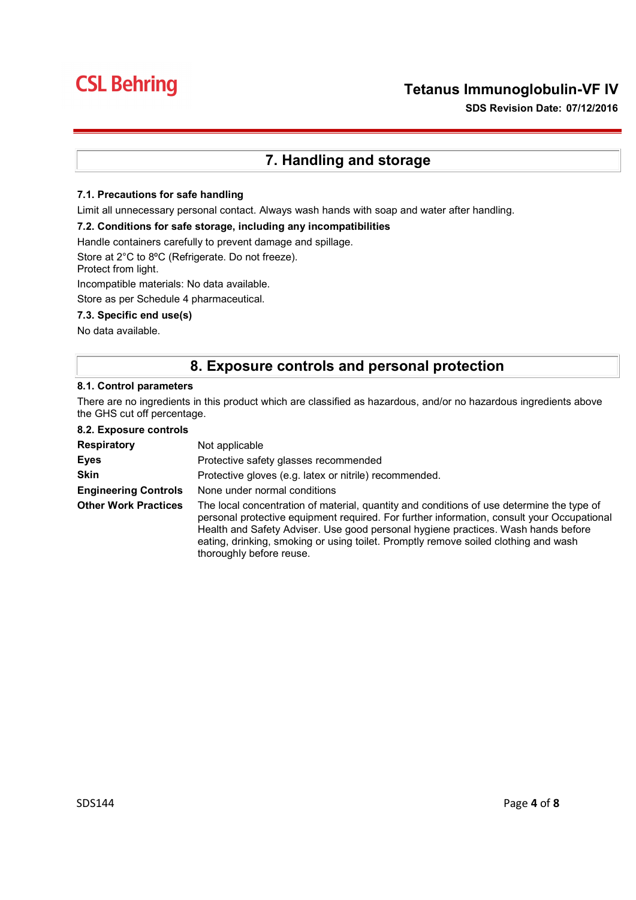## 7. Handling and storage

### 7.1. Precautions for safe handling

Limit all unnecessary personal contact. Always wash hands with soap and water after handling.

### 7.2. Conditions for safe storage, including any incompatibilities

Handle containers carefully to prevent damage and spillage.

Store at 2°C to 8ºC (Refrigerate. Do not freeze).
Protect from light.

Incompatible materials: No data available.

Store as per Schedule 4 pharmaceutical.

### 7.3. Specific end use(s)

No data available.

## 8. Exposure controls and personal protection

### 8.1. Control parameters

There are no ingredients in this product which are classified as hazardous, and/or no hazardous ingredients above the GHS cut off percentage.

### 8.2. Exposure controls

| | |
|---|---|
| **Respiratory** | Not applicable |
| **Eyes** | Protective safety glasses recommended |
| **Skin** | Protective gloves (e.g. latex or nitrile) recommended. |
| **Engineering Controls** | None under normal conditions |
| **Other Work Practices** | The local concentration of material, quantity and conditions of use determine the type of personal protective equipment required. For further information, consult your Occupational Health and Safety Adviser. Use good personal hygiene practices. Wash hands before eating, drinking, smoking or using toilet. Promptly remove soiled clothing and wash thoroughly before reuse. |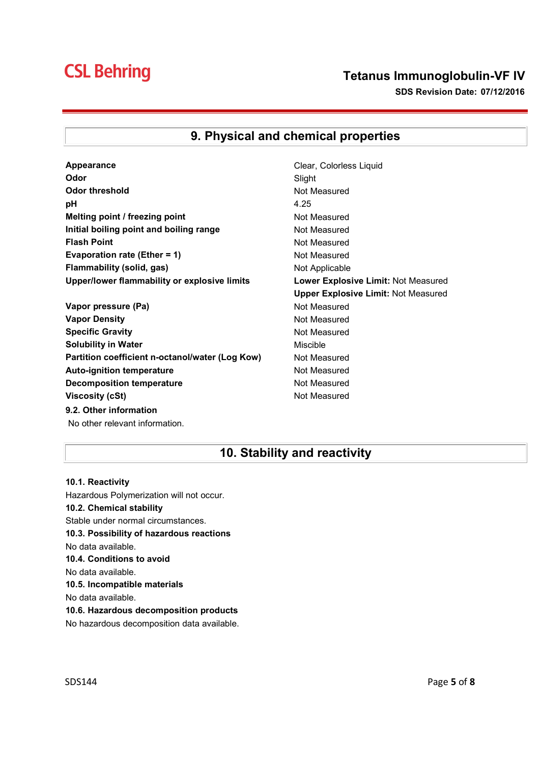## 9. Physical and chemical properties

| | |
|---|---|
| **Appearance** | Clear, Colorless Liquid |
| **Odor** | Slight |
| **Odor threshold** | Not Measured |
| **pH** | 4.25 |
| **Melting point / freezing point** | Not Measured |
| **Initial boiling point and boiling range** | Not Measured |
| **Flash Point** | Not Measured |
| **Evaporation rate (Ether = 1)** | Not Measured |
| **Flammability (solid, gas)** | Not Applicable |
| **Upper/lower flammability or explosive limits** | **Lower Explosive Limit:** Not Measured<br>**Upper Explosive Limit:** Not Measured |
| **Vapor pressure (Pa)** | Not Measured |
| **Vapor Density** | Not Measured |
| **Specific Gravity** | Not Measured |
| **Solubility in Water** | Miscible |
| **Partition coefficient n-octanol/water (Log Kow)** | Not Measured |
| **Auto-ignition temperature** | Not Measured |
| **Decomposition temperature** | Not Measured |
| **Viscosity (cSt)** | Not Measured |

**9.2. Other information**

No other relevant information.

## 10. Stability and reactivity

**10.1. Reactivity**

Hazardous Polymerization will not occur.

**10.2. Chemical stability**

Stable under normal circumstances.

**10.3. Possibility of hazardous reactions**

No data available.

**10.4. Conditions to avoid**

No data available.

**10.5. Incompatible materials**

No data available.

**10.6. Hazardous decomposition products**

No hazardous decomposition data available.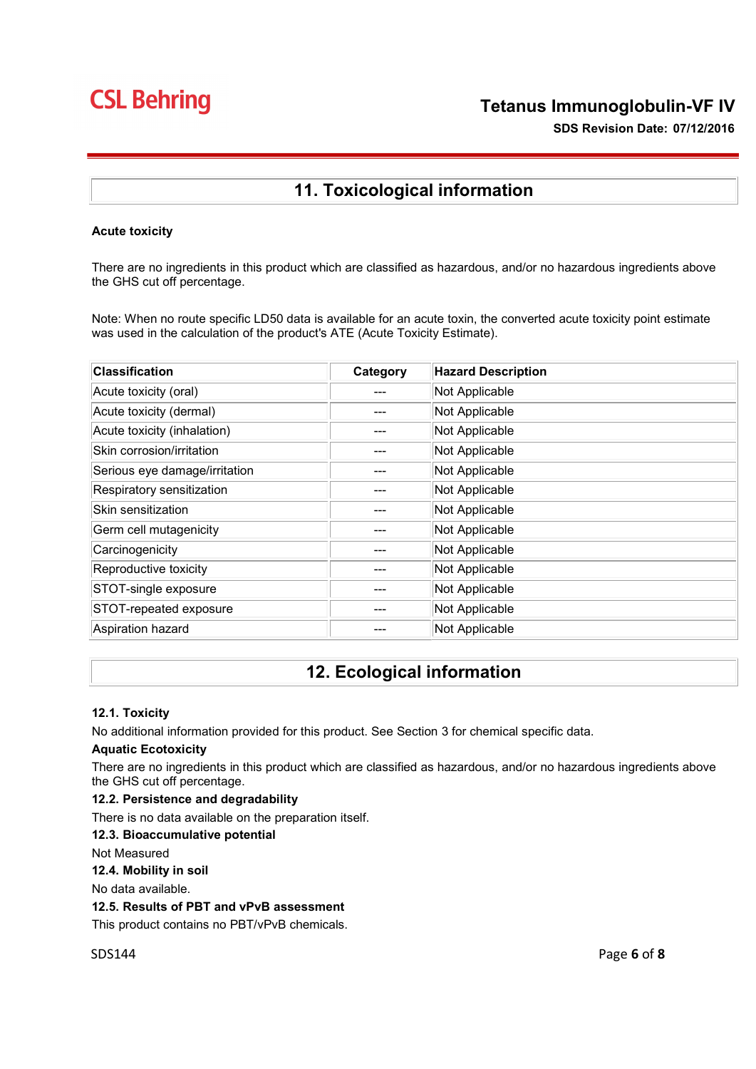## 11. Toxicological information

**Acute toxicity**

There are no ingredients in this product which are classified as hazardous, and/or no hazardous ingredients above the GHS cut off percentage.

Note: When no route specific LD50 data is available for an acute toxin, the converted acute toxicity point estimate was used in the calculation of the product's ATE (Acute Toxicity Estimate).

| Classification | Category | Hazard Description |
|---|---|---|
| Acute toxicity (oral) | --- | Not Applicable |
| Acute toxicity (dermal) | --- | Not Applicable |
| Acute toxicity (inhalation) | --- | Not Applicable |
| Skin corrosion/irritation | --- | Not Applicable |
| Serious eye damage/irritation | --- | Not Applicable |
| Respiratory sensitization | --- | Not Applicable |
| Skin sensitization | --- | Not Applicable |
| Germ cell mutagenicity | --- | Not Applicable |
| Carcinogenicity | --- | Not Applicable |
| Reproductive toxicity | --- | Not Applicable |
| STOT-single exposure | --- | Not Applicable |
| STOT-repeated exposure | --- | Not Applicable |
| Aspiration hazard | --- | Not Applicable |

## 12. Ecological information

**12.1. Toxicity**

No additional information provided for this product. See Section 3 for chemical specific data.

**Aquatic Ecotoxicity**

There are no ingredients in this product which are classified as hazardous, and/or no hazardous ingredients above the GHS cut off percentage.

**12.2. Persistence and degradability**

There is no data available on the preparation itself.

**12.3. Bioaccumulative potential**

Not Measured

**12.4. Mobility in soil**

No data available.

**12.5. Results of PBT and vPvB assessment**

This product contains no PBT/vPvB chemicals.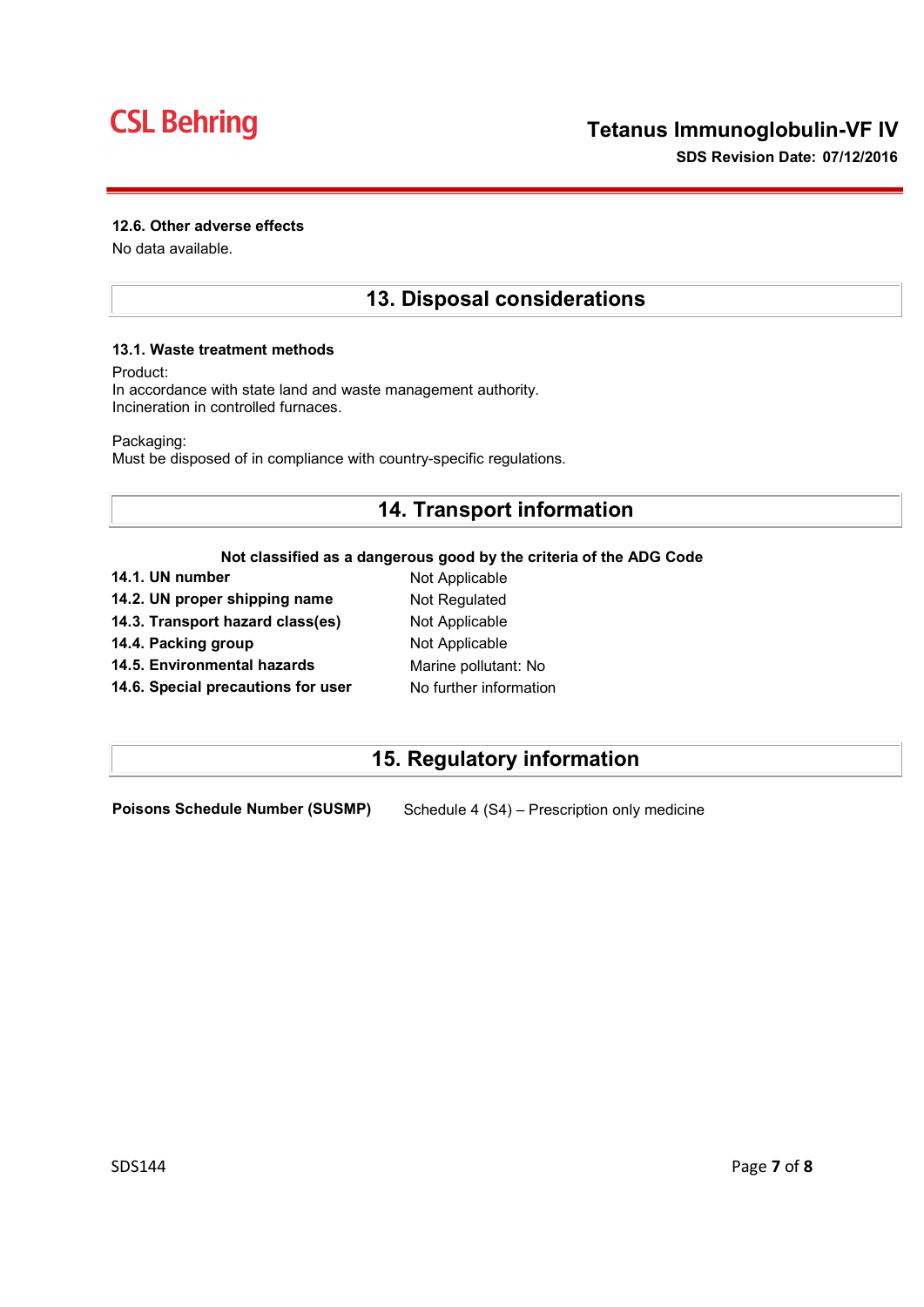### 12.6. Other adverse effects

No data available.

## 13. Disposal considerations

### 13.1. Waste treatment methods

Product:
In accordance with state land and waste management authority.
Incineration in controlled furnaces.

Packaging:
Must be disposed of in compliance with country-specific regulations.

## 14. Transport information

**Not classified as a dangerous good by the criteria of the ADG Code**

| | |
|---|---|
| **14.1. UN number** | Not Applicable |
| **14.2. UN proper shipping name** | Not Regulated |
| **14.3. Transport hazard class(es)** | Not Applicable |
| **14.4. Packing group** | Not Applicable |
| **14.5. Environmental hazards** | Marine pollutant: No |
| **14.6. Special precautions for user** | No further information |

## 15. Regulatory information

| | |
|---|---|
| **Poisons Schedule Number (SUSMP)** | Schedule 4 (S4) – Prescription only medicine |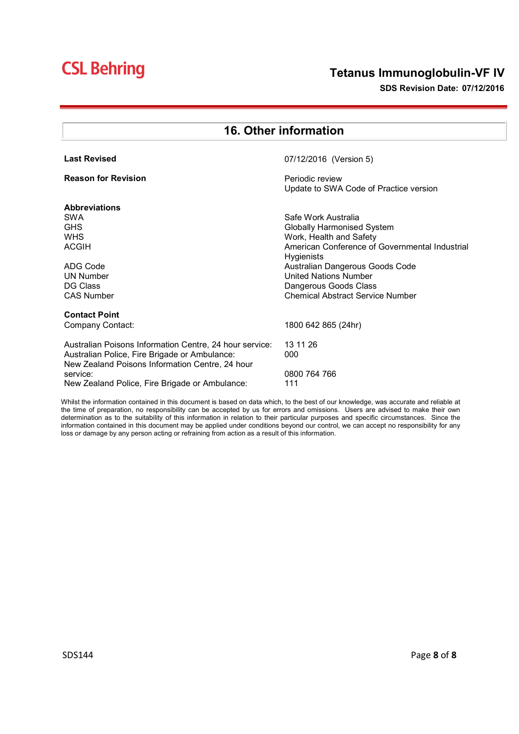## 16. Other information

| | |
|---|---|
| **Last Revised** | 07/12/2016 (Version 5) |
| **Reason for Revision** | Periodic review<br>Update to SWA Code of Practice version |

**Abbreviations**

| | |
|---|---|
| SWA | Safe Work Australia |
| GHS | Globally Harmonised System |
| WHS | Work, Health and Safety |
| ACGIH | American Conference of Governmental Industrial Hygienists |
| ADG Code | Australian Dangerous Goods Code |
| UN Number | United Nations Number |
| DG Class | Dangerous Goods Class |
| CAS Number | Chemical Abstract Service Number |

**Contact Point**

| | |
|---|---|
| Company Contact: | 1800 642 865 (24hr) |
| Australian Poisons Information Centre, 24 hour service: | 13 11 26 |
| Australian Police, Fire Brigade or Ambulance: | 000 |
| New Zealand Poisons Information Centre, 24 hour service: | 0800 764 766 |
| New Zealand Police, Fire Brigade or Ambulance: | 111 |

Whilst the information contained in this document is based on data which, to the best of our knowledge, was accurate and reliable at the time of preparation, no responsibility can be accepted by us for errors and omissions. Users are advised to make their own determination as to the suitability of this information in relation to their particular purposes and specific circumstances. Since the information contained in this document may be applied under conditions beyond our control, we can accept no responsibility for any loss or damage by any person acting or refraining from action as a result of this information.